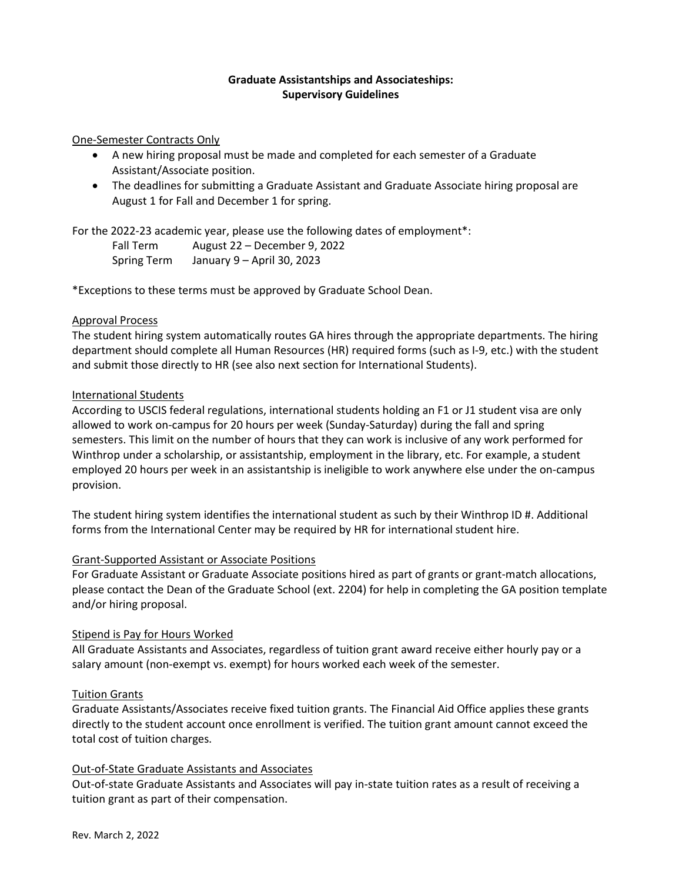# Graduate Assistantships and Associateships: Supervisory Guidelines

## One-Semester Contracts Only

- A new hiring proposal must be made and completed for each semester of a Graduate Assistant/Associate position.
- The deadlines for submitting a Graduate Assistant and Graduate Associate hiring proposal are August 1 for Fall and December 1 for spring.

For the 2022-23 academic year, please use the following dates of employment*:

| | |
|---|---|
| Fall Term | August 22 – December 9, 2022 |
| Spring Term | January 9 – April 30, 2023 |

*Exceptions to these terms must be approved by Graduate School Dean.

## Approval Process

The student hiring system automatically routes GA hires through the appropriate departments. The hiring department should complete all Human Resources (HR) required forms (such as I-9, etc.) with the student and submit those directly to HR (see also next section for International Students).

## International Students

According to USCIS federal regulations, international students holding an F1 or J1 student visa are only allowed to work on-campus for 20 hours per week (Sunday-Saturday) during the fall and spring semesters. This limit on the number of hours that they can work is inclusive of any work performed for Winthrop under a scholarship, or assistantship, employment in the library, etc. For example, a student employed 20 hours per week in an assistantship is ineligible to work anywhere else under the on-campus provision.

The student hiring system identifies the international student as such by their Winthrop ID #. Additional forms from the International Center may be required by HR for international student hire.

## Grant-Supported Assistant or Associate Positions

For Graduate Assistant or Graduate Associate positions hired as part of grants or grant-match allocations, please contact the Dean of the Graduate School (ext. 2204) for help in completing the GA position template and/or hiring proposal.

## Stipend is Pay for Hours Worked

All Graduate Assistants and Associates, regardless of tuition grant award receive either hourly pay or a salary amount (non-exempt vs. exempt) for hours worked each week of the semester.

## Tuition Grants

Graduate Assistants/Associates receive fixed tuition grants. The Financial Aid Office applies these grants directly to the student account once enrollment is verified. The tuition grant amount cannot exceed the total cost of tuition charges.

## Out-of-State Graduate Assistants and Associates

Out-of-state Graduate Assistants and Associates will pay in-state tuition rates as a result of receiving a tuition grant as part of their compensation.

Rev. March 2, 2022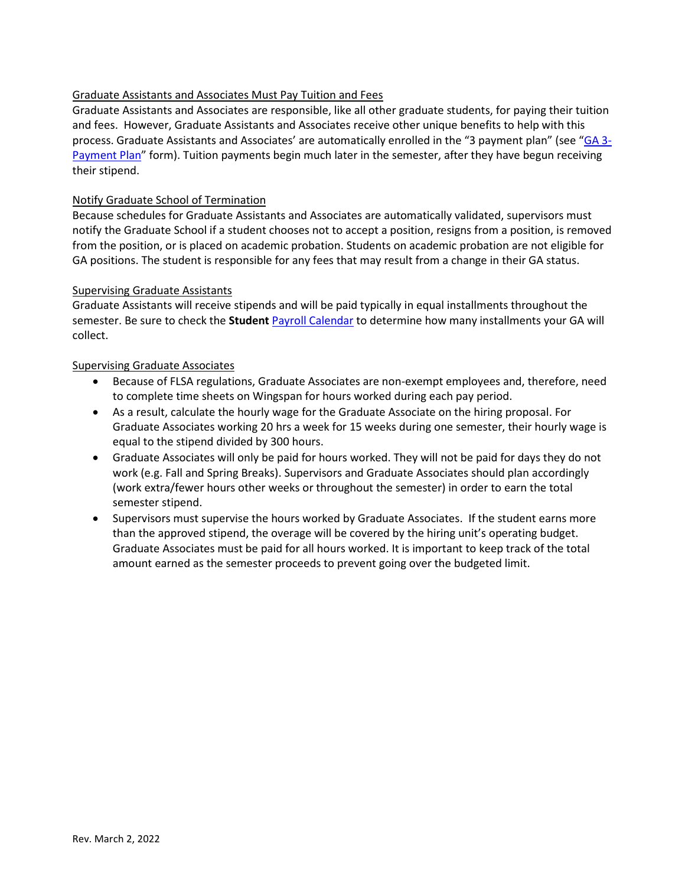## Graduate Assistants and Associates Must Pay Tuition and Fees

Graduate Assistants and Associates are responsible, like all other graduate students, for paying their tuition and fees. However, Graduate Assistants and Associates receive other unique benefits to help with this process. Graduate Assistants and Associates' are automatically enrolled in the "3 payment plan" (see "GA 3-Payment Plan" form). Tuition payments begin much later in the semester, after they have begun receiving their stipend.

## Notify Graduate School of Termination

Because schedules for Graduate Assistants and Associates are automatically validated, supervisors must notify the Graduate School if a student chooses not to accept a position, resigns from a position, is removed from the position, or is placed on academic probation. Students on academic probation are not eligible for GA positions. The student is responsible for any fees that may result from a change in their GA status.

## Supervising Graduate Assistants

Graduate Assistants will receive stipends and will be paid typically in equal installments throughout the semester. Be sure to check the **Student** Payroll Calendar to determine how many installments your GA will collect.

## Supervising Graduate Associates

- Because of FLSA regulations, Graduate Associates are non-exempt employees and, therefore, need to complete time sheets on Wingspan for hours worked during each pay period.
- As a result, calculate the hourly wage for the Graduate Associate on the hiring proposal. For Graduate Associates working 20 hrs a week for 15 weeks during one semester, their hourly wage is equal to the stipend divided by 300 hours.
- Graduate Associates will only be paid for hours worked. They will not be paid for days they do not work (e.g. Fall and Spring Breaks). Supervisors and Graduate Associates should plan accordingly (work extra/fewer hours other weeks or throughout the semester) in order to earn the total semester stipend.
- Supervisors must supervise the hours worked by Graduate Associates. If the student earns more than the approved stipend, the overage will be covered by the hiring unit's operating budget. Graduate Associates must be paid for all hours worked. It is important to keep track of the total amount earned as the semester proceeds to prevent going over the budgeted limit.

Rev. March 2, 2022